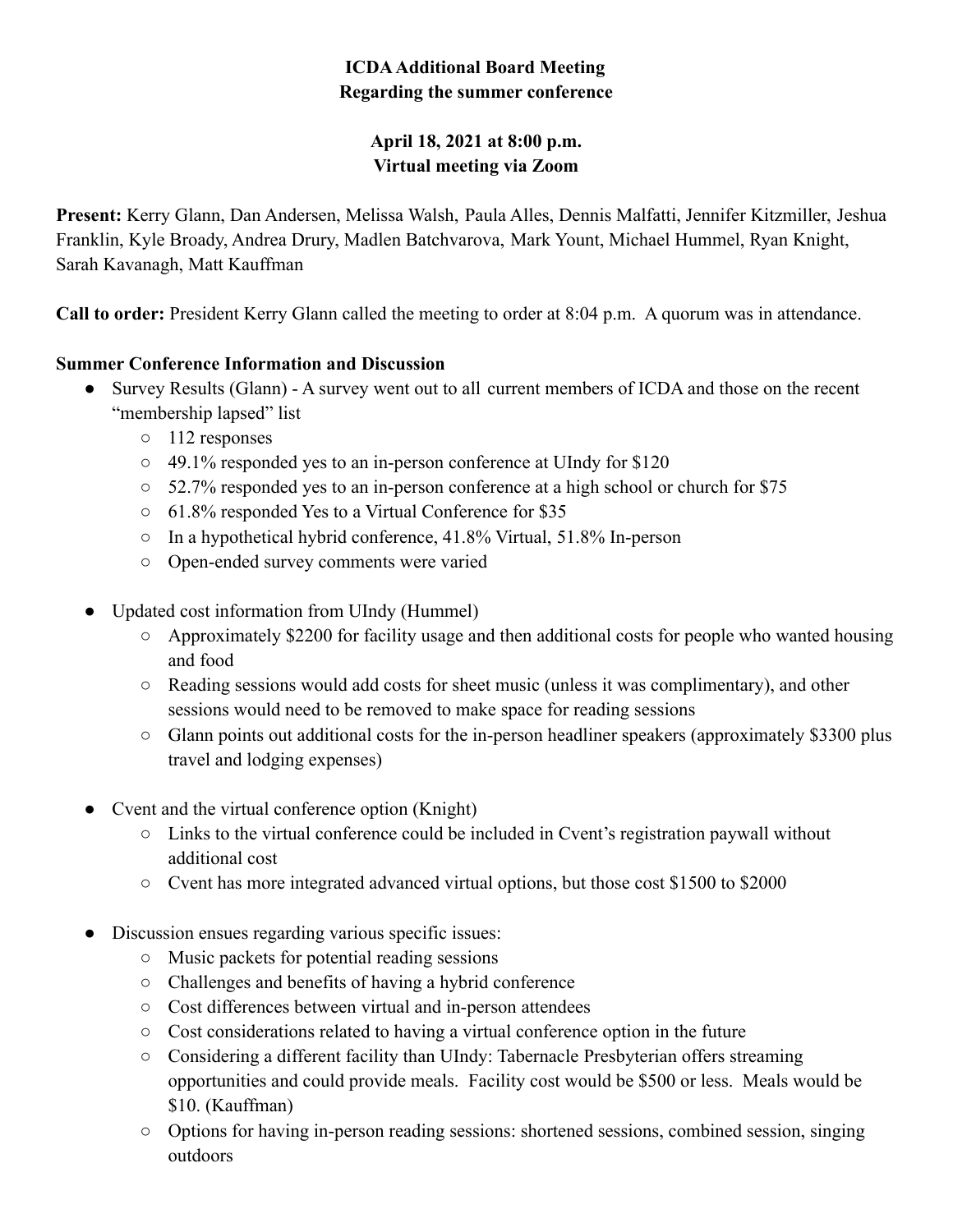**ICDA Additional Board Meeting**
**Regarding the summer conference**

**April 18, 2021 at 8:00 p.m.**
**Virtual meeting via Zoom**

**Present:** Kerry Glann, Dan Andersen, Melissa Walsh, Paula Alles, Dennis Malfatti, Jennifer Kitzmiller, Jeshua Franklin, Kyle Broady, Andrea Drury, Madlen Batchvarova, Mark Yount, Michael Hummel, Ryan Knight, Sarah Kavanagh, Matt Kauffman

**Call to order:** President Kerry Glann called the meeting to order at 8:04 p.m. A quorum was in attendance.

**Summer Conference Information and Discussion**

- Survey Results (Glann) - A survey went out to all current members of ICDA and those on the recent "membership lapsed" list
  - 112 responses
  - 49.1% responded yes to an in-person conference at UIndy for $120
  - 52.7% responded yes to an in-person conference at a high school or church for $75
  - 61.8% responded Yes to a Virtual Conference for $35
  - In a hypothetical hybrid conference, 41.8% Virtual, 51.8% In-person
  - Open-ended survey comments were varied

- Updated cost information from UIndy (Hummel)
  - Approximately $2200 for facility usage and then additional costs for people who wanted housing and food
  - Reading sessions would add costs for sheet music (unless it was complimentary), and other sessions would need to be removed to make space for reading sessions
  - Glann points out additional costs for the in-person headliner speakers (approximately $3300 plus travel and lodging expenses)

- Cvent and the virtual conference option (Knight)
  - Links to the virtual conference could be included in Cvent's registration paywall without additional cost
  - Cvent has more integrated advanced virtual options, but those cost $1500 to $2000

- Discussion ensues regarding various specific issues:
  - Music packets for potential reading sessions
  - Challenges and benefits of having a hybrid conference
  - Cost differences between virtual and in-person attendees
  - Cost considerations related to having a virtual conference option in the future
  - Considering a different facility than UIndy: Tabernacle Presbyterian offers streaming opportunities and could provide meals. Facility cost would be $500 or less. Meals would be $10. (Kauffman)
  - Options for having in-person reading sessions: shortened sessions, combined session, singing outdoors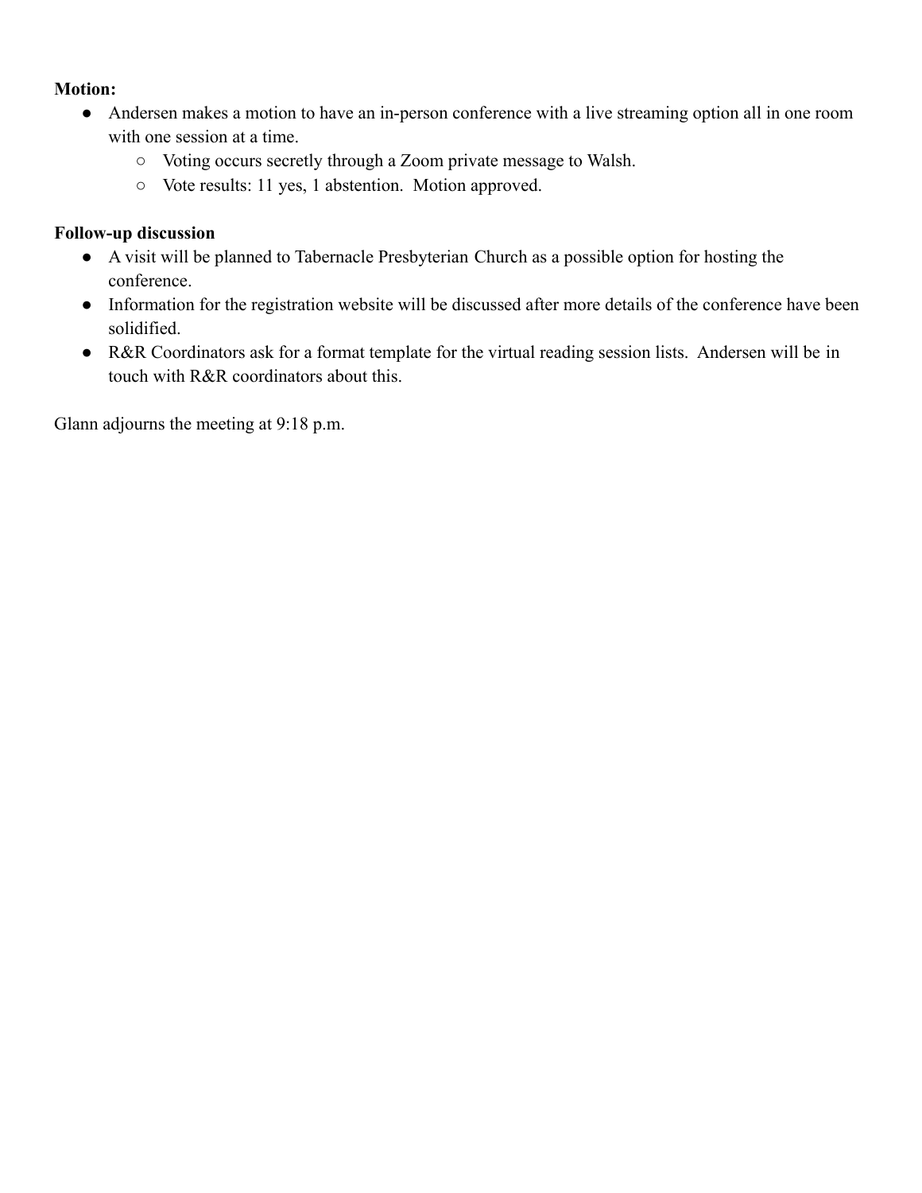**Motion:**

- Andersen makes a motion to have an in-person conference with a live streaming option all in one room with one session at a time.
  - Voting occurs secretly through a Zoom private message to Walsh.
  - Vote results: 11 yes, 1 abstention. Motion approved.

**Follow-up discussion**

- A visit will be planned to Tabernacle Presbyterian Church as a possible option for hosting the conference.
- Information for the registration website will be discussed after more details of the conference have been solidified.
- R&R Coordinators ask for a format template for the virtual reading session lists. Andersen will be in touch with R&R coordinators about this.

Glann adjourns the meeting at 9:18 p.m.